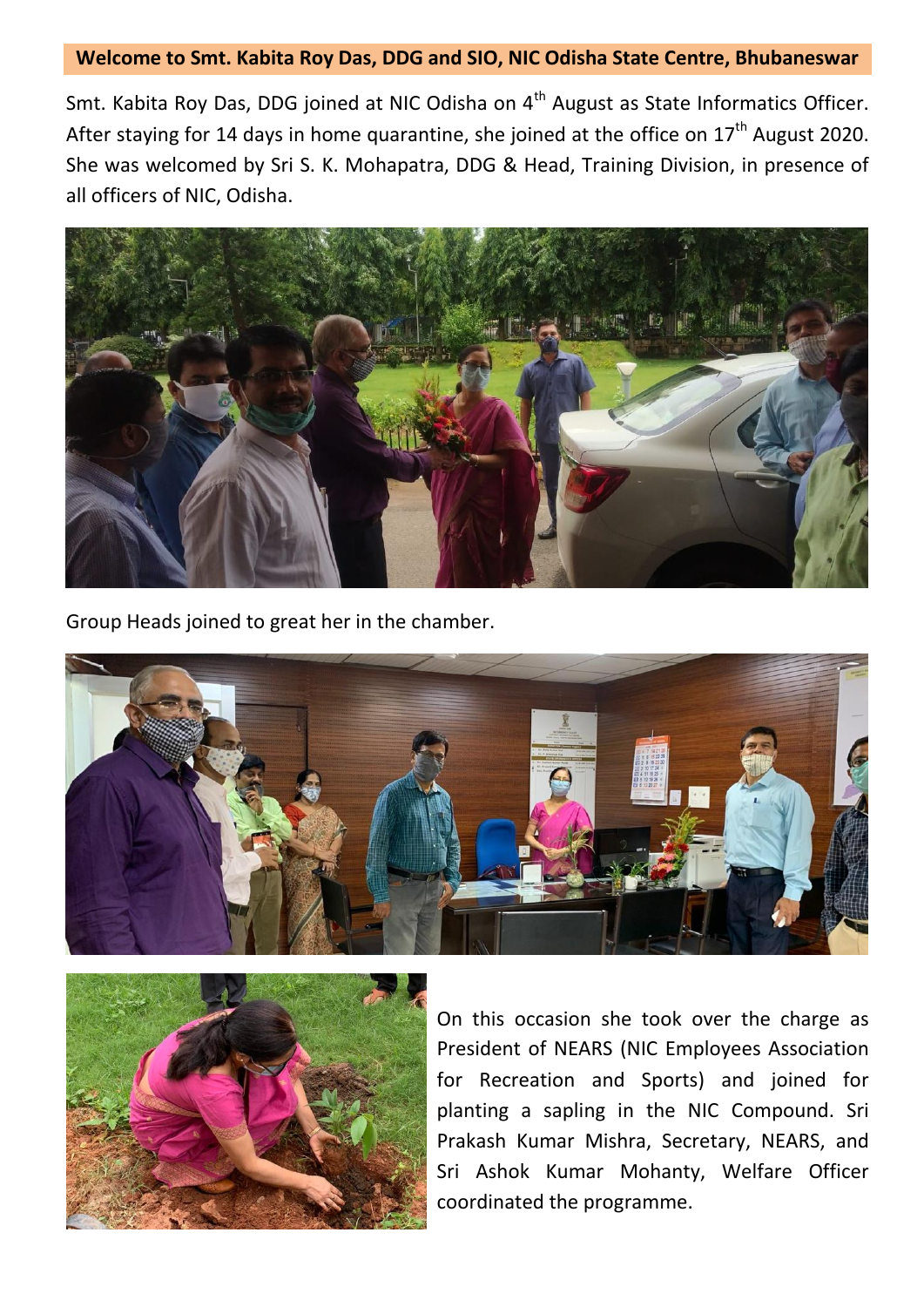## Welcome to Smt. Kabita Roy Das, DDG and SIO, NIC Odisha State Centre, Bhubaneswar

Smt. Kabita Roy Das, DDG joined at NIC Odisha on 4th August as State Informatics Officer. After staying for 14 days in home quarantine, she joined at the office on 17th August 2020. She was welcomed by Sri S. K. Mohapatra, DDG & Head, Training Division, in presence of all officers of NIC, Odisha.

Group Heads joined to great her in the chamber.

On this occasion she took over the charge as President of NEARS (NIC Employees Association for Recreation and Sports) and joined for planting a sapling in the NIC Compound. Sri Prakash Kumar Mishra, Secretary, NEARS, and Sri Ashok Kumar Mohanty, Welfare Officer coordinated the programme.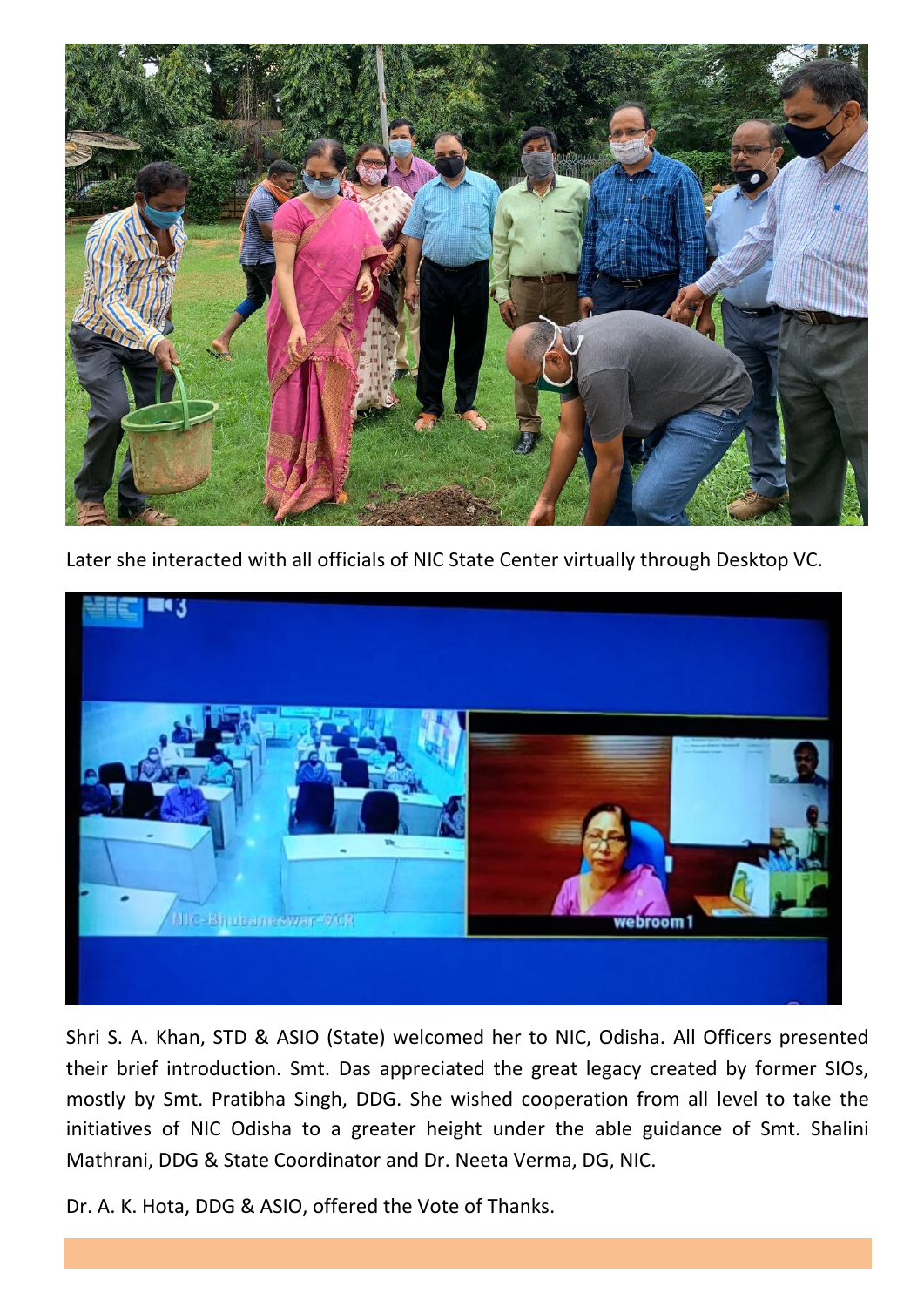Later she interacted with all officials of NIC State Center virtually through Desktop VC.

Shri S. A. Khan, STD & ASIO (State) welcomed her to NIC, Odisha. All Officers presented their brief introduction. Smt. Das appreciated the great legacy created by former SIOs, mostly by Smt. Pratibha Singh, DDG. She wished cooperation from all level to take the initiatives of NIC Odisha to a greater height under the able guidance of Smt. Shalini Mathrani, DDG & State Coordinator and Dr. Neeta Verma, DG, NIC.

Dr. A. K. Hota, DDG & ASIO, offered the Vote of Thanks.